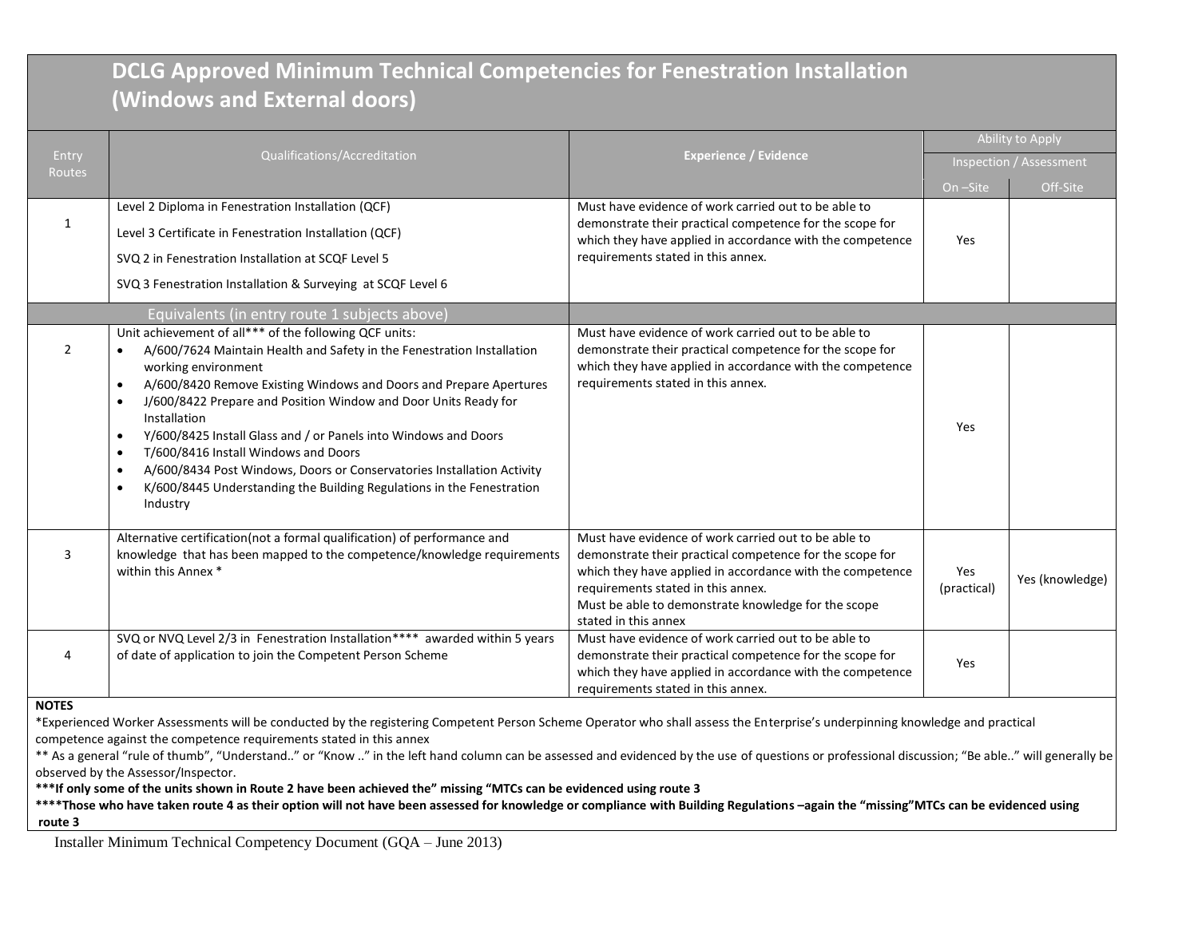# DCLG Approved Minimum Technical Competencies for Fenestration Installation (Windows and External doors)

| Entry Routes | Qualifications/Accreditation | **Experience / Evidence** | Ability to Apply Inspection / Assessment | |
|---|---|---|---|---|
| | | | On –Site | Off-Site |
| 1 | Level 2 Diploma in Fenestration Installation (QCF)<br>Level 3 Certificate in Fenestration Installation (QCF)<br>SVQ 2 in Fenestration Installation at SCQF Level 5<br>SVQ 3 Fenestration Installation & Surveying at SCQF Level 6 | Must have evidence of work carried out to be able to demonstrate their practical competence for the scope for which they have applied in accordance with the competence requirements stated in this annex. | Yes | |
| | Equivalents (in entry route 1 subjects above) | | | |
| 2 | Unit achievement of all*** of the following QCF units:<br>• A/600/7624 Maintain Health and Safety in the Fenestration Installation working environment<br>• A/600/8420 Remove Existing Windows and Doors and Prepare Apertures<br>• J/600/8422 Prepare and Position Window and Door Units Ready for Installation<br>• Y/600/8425 Install Glass and / or Panels into Windows and Doors<br>• T/600/8416 Install Windows and Doors<br>• A/600/8434 Post Windows, Doors or Conservatories Installation Activity<br>• K/600/8445 Understanding the Building Regulations in the Fenestration Industry | Must have evidence of work carried out to be able to demonstrate their practical competence for the scope for which they have applied in accordance with the competence requirements stated in this annex. | Yes | |
| 3 | Alternative certification(not a formal qualification) of performance and knowledge that has been mapped to the competence/knowledge requirements within this Annex * | Must have evidence of work carried out to be able to demonstrate their practical competence for the scope for which they have applied in accordance with the competence requirements stated in this annex.<br>Must be able to demonstrate knowledge for the scope stated in this annex | Yes (practical) | Yes (knowledge) |
| 4 | SVQ or NVQ Level 2/3 in Fenestration Installation**** awarded within 5 years of date of application to join the Competent Person Scheme | Must have evidence of work carried out to be able to demonstrate their practical competence for the scope for which they have applied in accordance with the competence requirements stated in this annex. | Yes | |

**NOTES**

*Experienced Worker Assessments will be conducted by the registering Competent Person Scheme Operator who shall assess the Enterprise's underpinning knowledge and practical competence against the competence requirements stated in this annex

** As a general "rule of thumb", "Understand.." or "Know .." in the left hand column can be assessed and evidenced by the use of questions or professional discussion; "Be able.." will generally be observed by the Assessor/Inspector.

**\*\*\*If only some of the units shown in Route 2 have been achieved the" missing "MTCs can be evidenced using route 3**

**\*\*\*\*Those who have taken route 4 as their option will not have been assessed for knowledge or compliance with Building Regulations –again the "missing"MTCs can be evidenced using route 3**

Installer Minimum Technical Competency Document (GQA – June 2013)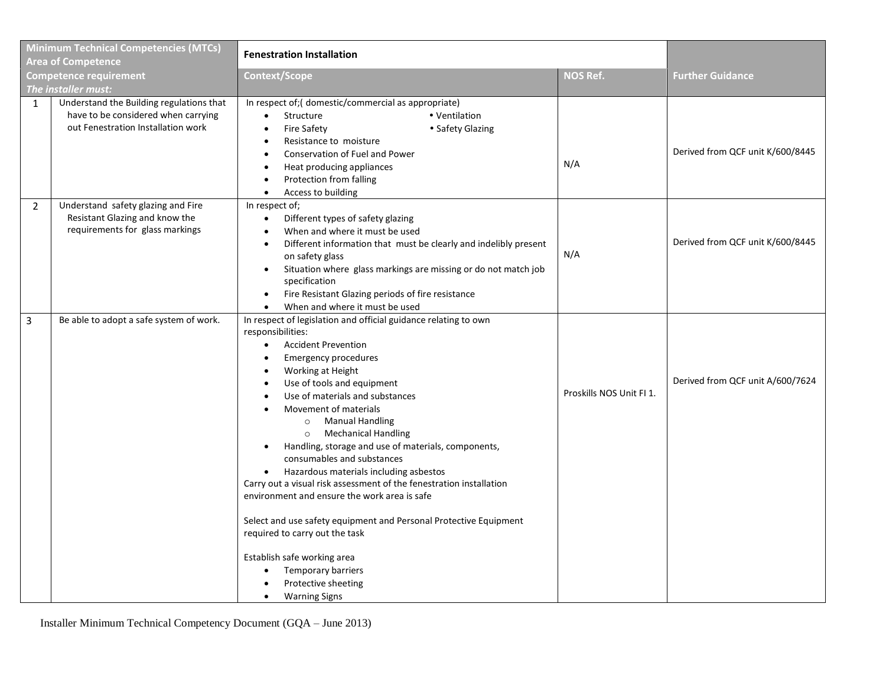| | Minimum Technical Competencies (MTCs) Area of Competence | Fenestration Installation | | |
|---|---|---|---|---|
| | **Competence requirement** *The installer must:* | **Context/Scope** | **NOS Ref.** | **Further Guidance** |
| 1 | Understand the Building regulations that have to be considered when carrying out Fenestration Installation work | In respect of;( domestic/commercial as appropriate)<br>• Structure<br>• Fire Safety<br>• Resistance to moisture<br>• Conservation of Fuel and Power<br>• Heat producing appliances<br>• Protection from falling<br>• Access to building<br>• Ventilation<br>• Safety Glazing | N/A | Derived from QCF unit K/600/8445 |
| 2 | Understand safety glazing and Fire Resistant Glazing and know the requirements for glass markings | In respect of;<br>• Different types of safety glazing<br>• When and where it must be used<br>• Different information that must be clearly and indelibly present on safety glass<br>• Situation where glass markings are missing or do not match job specification<br>• Fire Resistant Glazing periods of fire resistance<br>• When and where it must be used | N/A | Derived from QCF unit K/600/8445 |
| 3 | Be able to adopt a safe system of work. | In respect of legislation and official guidance relating to own responsibilities:<br>• Accident Prevention<br>• Emergency procedures<br>• Working at Height<br>• Use of tools and equipment<br>• Use of materials and substances<br>• Movement of materials<br>&nbsp;&nbsp;&nbsp;&nbsp;○ Manual Handling<br>&nbsp;&nbsp;&nbsp;&nbsp;○ Mechanical Handling<br>• Handling, storage and use of materials, components, consumables and substances<br>• Hazardous materials including asbestos<br>Carry out a visual risk assessment of the fenestration installation environment and ensure the work area is safe<br><br>Select and use safety equipment and Personal Protective Equipment required to carry out the task<br><br>Establish safe working area<br>• Temporary barriers<br>• Protective sheeting<br>• Warning Signs | Proskills NOS Unit FI 1. | Derived from QCF unit A/600/7624 |

Installer Minimum Technical Competency Document (GQA – June 2013)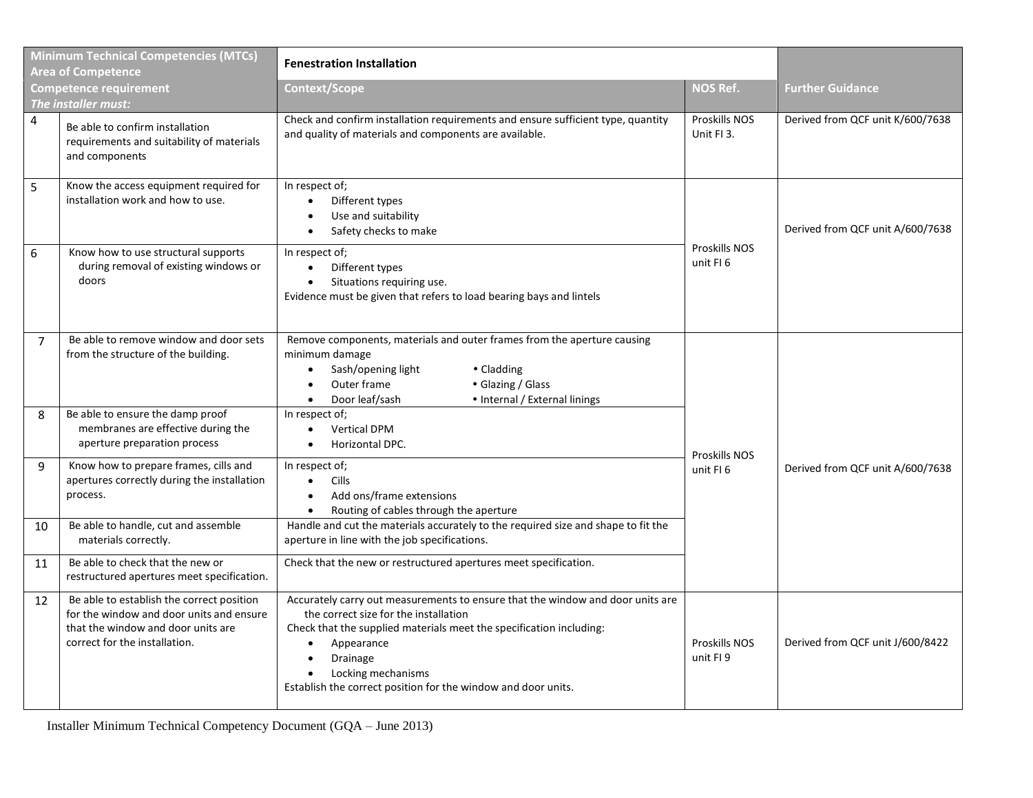| Minimum Technical Competencies (MTCs) Area of Competence | | Fenestration Installation | | |
|---|---|---|---|---|
| **Competence requirement** *The installer must:* | | **Context/Scope** | **NOS Ref.** | **Further Guidance** |
| 4 | Be able to confirm installation requirements and suitability of materials and components | Check and confirm installation requirements and ensure sufficient type, quantity and quality of materials and components are available. | Proskills NOS Unit FI 3. | Derived from QCF unit K/600/7638 |
| 5 | Know the access equipment required for installation work and how to use. | In respect of;<br>• Different types<br>• Use and suitability<br>• Safety checks to make | Proskills NOS unit FI 6 | Derived from QCF unit A/600/7638 |
| 6 | Know how to use structural supports during removal of existing windows or doors | In respect of;<br>• Different types<br>• Situations requiring use.<br>Evidence must be given that refers to load bearing bays and lintels | | |
| 7 | Be able to remove window and door sets from the structure of the building. | Remove components, materials and outer frames from the aperture causing minimum damage<br>• Sash/opening light<br>• Outer frame<br>• Door leaf/sash<br>• Cladding<br>• Glazing / Glass<br>• Internal / External linings | Proskills NOS unit FI 6 | Derived from QCF unit A/600/7638 |
| 8 | Be able to ensure the damp proof membranes are effective during the aperture preparation process | In respect of;<br>• Vertical DPM<br>• Horizontal DPC. | | |
| 9 | Know how to prepare frames, cills and apertures correctly during the installation process. | In respect of;<br>• Cills<br>• Add ons/frame extensions<br>• Routing of cables through the aperture | | |
| 10 | Be able to handle, cut and assemble materials correctly. | Handle and cut the materials accurately to the required size and shape to fit the aperture in line with the job specifications. | | |
| 11 | Be able to check that the new or restructured apertures meet specification. | Check that the new or restructured apertures meet specification. | | |
| 12 | Be able to establish the correct position for the window and door units and ensure that the window and door units are correct for the installation. | Accurately carry out measurements to ensure that the window and door units are the correct size for the installation<br>Check that the supplied materials meet the specification including:<br>• Appearance<br>• Drainage<br>• Locking mechanisms<br>Establish the correct position for the window and door units. | Proskills NOS unit FI 9 | Derived from QCF unit J/600/8422 |

Installer Minimum Technical Competency Document (GQA – June 2013)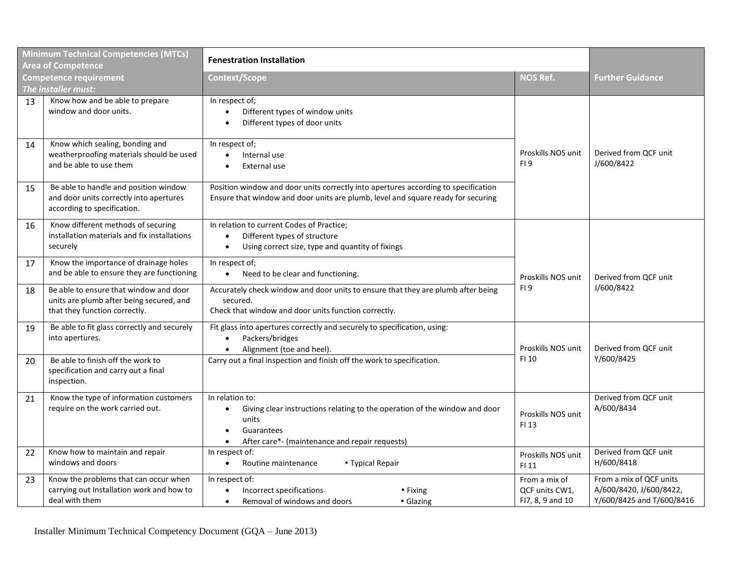| | Minimum Technical Competencies (MTCs) Area of Competence | Fenestration Installation | | |
|---|---|---|---|---|
| | **Competence requirement** *The installer must:* | **Context/Scope** | **NOS Ref.** | **Further Guidance** |
| 13 | Know how and be able to prepare window and door units. | In respect of;<br>• Different types of window units<br>• Different types of door units | Proskills NOS unit FI 9 | Derived from QCF unit J/600/8422 |
| 14 | Know which sealing, bonding and weatherproofing materials should be used and be able to use them | In respect of;<br>• Internal use<br>• External use | | |
| 15 | Be able to handle and position window and door units correctly into apertures according to specification. | Position window and door units correctly into apertures according to specification<br>Ensure that window and door units are plumb, level and square ready for securing | | |
| 16 | Know different methods of securing installation materials and fix installations securely | In relation to current Codes of Practice;<br>• Different types of structure<br>• Using correct size, type and quantity of fixings | Proskills NOS unit FI 9 | Derived from QCF unit J/600/8422 |
| 17 | Know the importance of drainage holes and be able to ensure they are functioning | In respect of;<br>• Need to be clear and functioning. | | |
| 18 | Be able to ensure that window and door units are plumb after being secured, and that they function correctly. | Accurately check window and door units to ensure that they are plumb after being secured.<br>Check that window and door units function correctly. | | |
| 19 | Be able to fit glass correctly and securely into apertures. | Fit glass into apertures correctly and securely to specification, using:<br>• Packers/bridges<br>• Alignment (toe and heel). | Proskills NOS unit FI 10 | Derived from QCF unit Y/600/8425 |
| 20 | Be able to finish off the work to specification and carry out a final inspection. | Carry out a final inspection and finish off the work to specification. | | |
| 21 | Know the type of information customers require on the work carried out. | In relation to:<br>• Giving clear instructions relating to the operation of the window and door units<br>• Guarantees<br>• After care*- (maintenance and repair requests) | Proskills NOS unit FI 13 | Derived from QCF unit A/600/8434 |
| 22 | Know how to maintain and repair windows and doors | In respect of:<br>• Routine maintenance • Typical Repair | Proskills NOS unit FI 11 | Derived from QCF unit H/600/8418 |
| 23 | Know the problems that can occur when carrying out Installation work and how to deal with them | In respect of:<br>• Incorrect specifications • Fixing<br>• Removal of windows and doors • Glazing | From a mix of QCF units CW1, FI7, 8, 9 and 10 | From a mix of QCF units A/600/8420, J/600/8422, Y/600/8425 and T/600/8416 |

Installer Minimum Technical Competency Document (GQA – June 2013)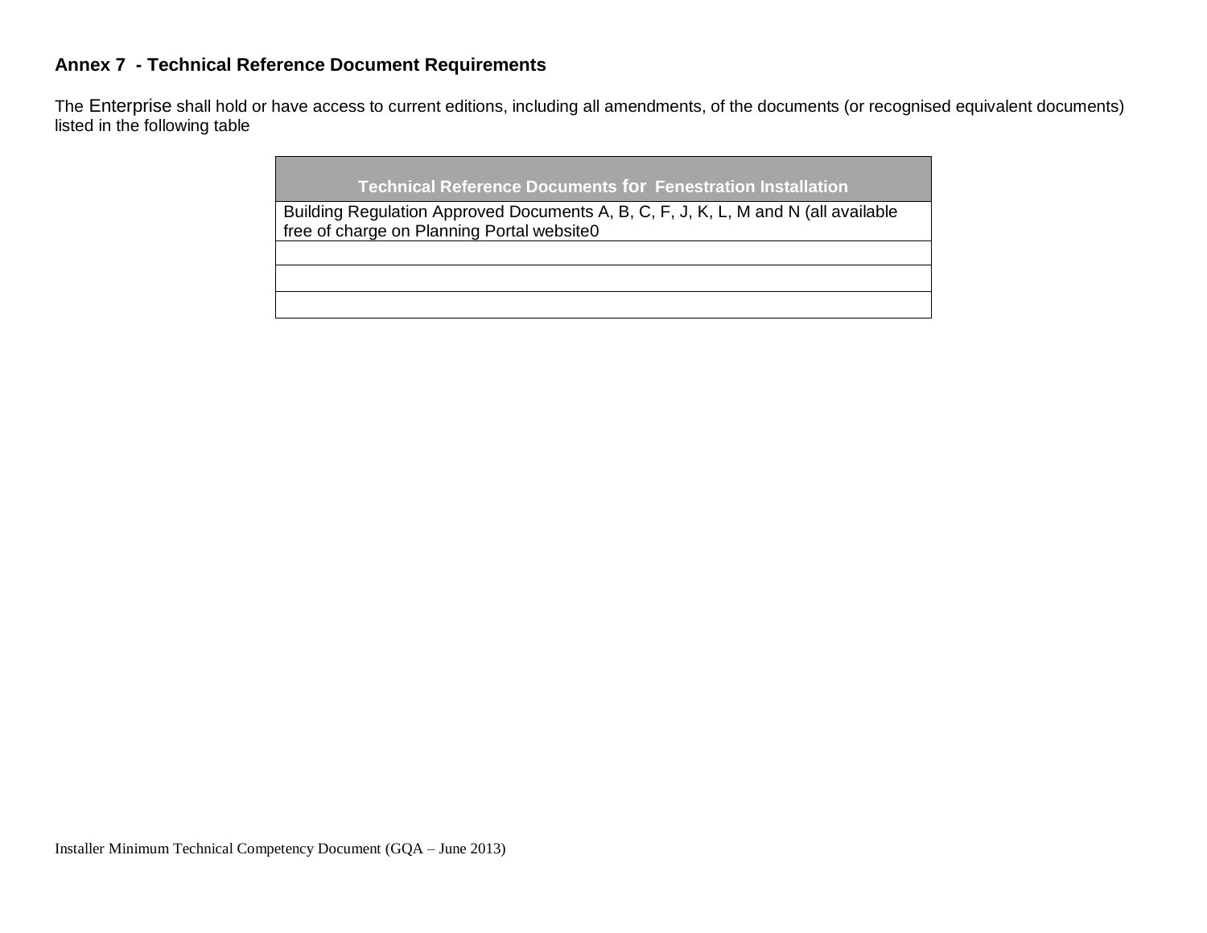**Annex 7 - Technical Reference Document Requirements**

The Enterprise shall hold or have access to current editions, including all amendments, of the documents (or recognised equivalent documents) listed in the following table

| Technical Reference Documents for Fenestration Installation |
|---|
| Building Regulation Approved Documents A, B, C, F, J, K, L, M and N (all available free of charge on Planning Portal website0 |
| |
| |
| |